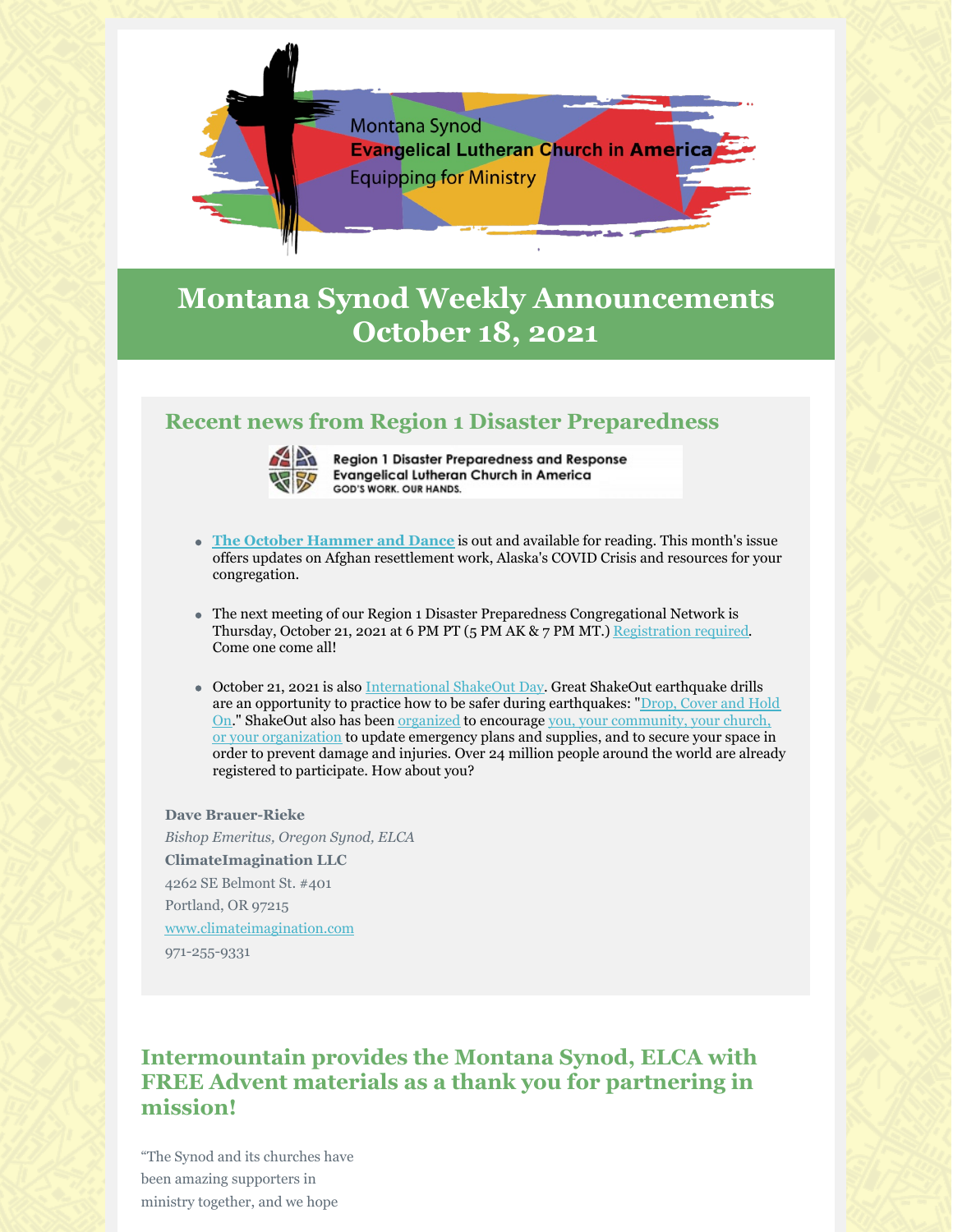Montana Synod
Evangelical Lutheran Church in America
Equipping for Ministry

# Montana Synod Weekly Announcements October 18, 2021

## Recent news from Region 1 Disaster Preparedness

Region 1 Disaster Preparedness and Response
Evangelical Lutheran Church in America
GOD'S WORK. OUR HANDS.

- **The October Hammer and Dance** is out and available for reading. This month's issue offers updates on Afghan resettlement work, Alaska's COVID Crisis and resources for your congregation.
- The next meeting of our Region 1 Disaster Preparedness Congregational Network is Thursday, October 21, 2021 at 6 PM PT (5 PM AK & 7 PM MT.) Registration required. Come one come all!
- October 21, 2021 is also International ShakeOut Day. Great ShakeOut earthquake drills are an opportunity to practice how to be safer during earthquakes: "Drop, Cover and Hold On." ShakeOut also has been organized to encourage you, your community, your church, or your organization to update emergency plans and supplies, and to secure your space in order to prevent damage and injuries. Over 24 million people around the world are already registered to participate. How about you?

**Dave Brauer-Rieke**
*Bishop Emeritus, Oregon Synod, ELCA*
**ClimateImagination LLC**
4262 SE Belmont St. #401
Portland, OR 97215
www.climateimagination.com
971-255-9331

## Intermountain provides the Montana Synod, ELCA with FREE Advent materials as a thank you for partnering in mission!

"The Synod and its churches have been amazing supporters in ministry together, and we hope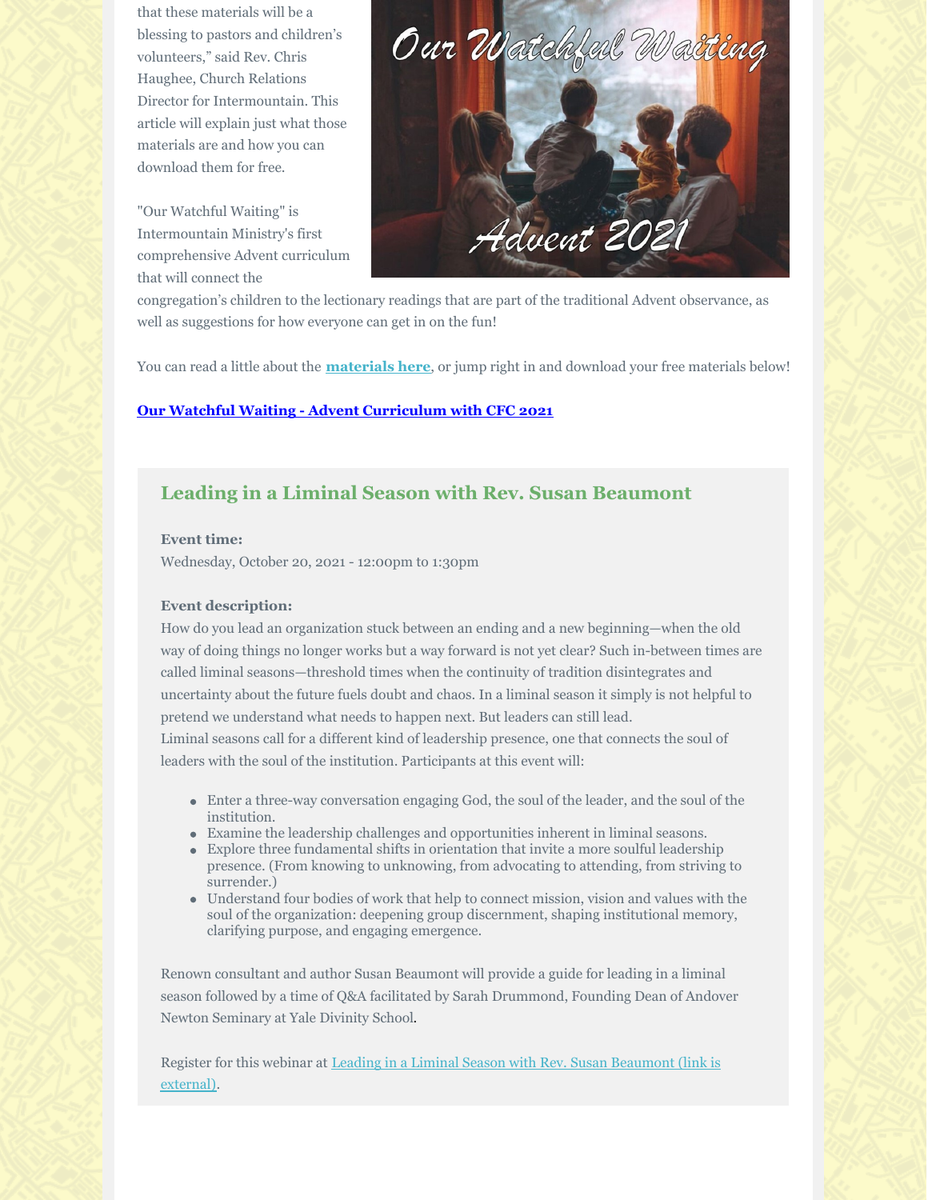that these materials will be a blessing to pastors and children's volunteers," said Rev. Chris Haughee, Church Relations Director for Intermountain. This article will explain just what those materials are and how you can download them for free.

"Our Watchful Waiting" is Intermountain Ministry's first comprehensive Advent curriculum that will connect the congregation's children to the lectionary readings that are part of the traditional Advent observance, as well as suggestions for how everyone can get in on the fun!

You can read a little about the **materials here**, or jump right in and download your free materials below!

**Our Watchful Waiting - Advent Curriculum with CFC 2021**

## Leading in a Liminal Season with Rev. Susan Beaumont

**Event time:**
Wednesday, October 20, 2021 - 12:00pm to 1:30pm

**Event description:**
How do you lead an organization stuck between an ending and a new beginning—when the old way of doing things no longer works but a way forward is not yet clear? Such in-between times are called liminal seasons—threshold times when the continuity of tradition disintegrates and uncertainty about the future fuels doubt and chaos. In a liminal season it simply is not helpful to pretend we understand what needs to happen next. But leaders can still lead.
Liminal seasons call for a different kind of leadership presence, one that connects the soul of leaders with the soul of the institution. Participants at this event will:

- Enter a three-way conversation engaging God, the soul of the leader, and the soul of the institution.
- Examine the leadership challenges and opportunities inherent in liminal seasons.
- Explore three fundamental shifts in orientation that invite a more soulful leadership presence. (From knowing to unknowing, from advocating to attending, from striving to surrender.)
- Understand four bodies of work that help to connect mission, vision and values with the soul of the organization: deepening group discernment, shaping institutional memory, clarifying purpose, and engaging emergence.

Renown consultant and author Susan Beaumont will provide a guide for leading in a liminal season followed by a time of Q&A facilitated by Sarah Drummond, Founding Dean of Andover Newton Seminary at Yale Divinity School.

Register for this webinar at Leading in a Liminal Season with Rev. Susan Beaumont (link is external).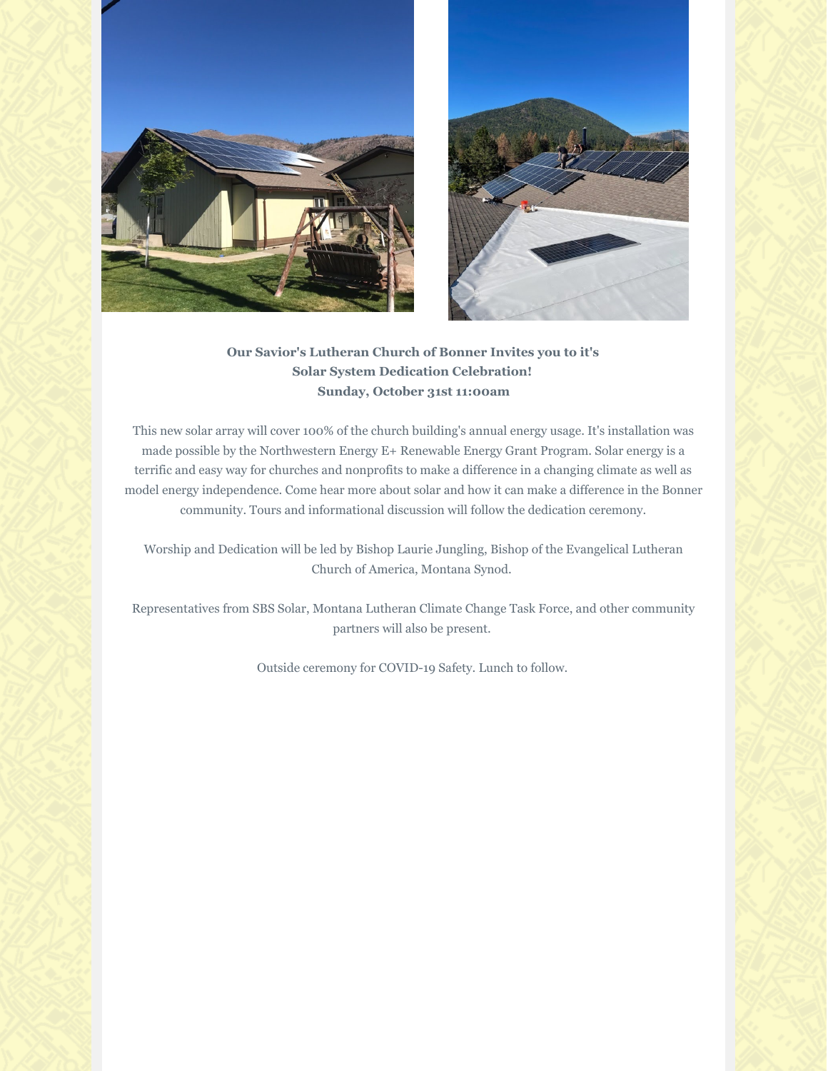**Our Savior's Lutheran Church of Bonner Invites you to it's Solar System Dedication Celebration!**
**Sunday, October 31st 11:00am**

This new solar array will cover 100% of the church building's annual energy usage. It's installation was made possible by the Northwestern Energy E+ Renewable Energy Grant Program. Solar energy is a terrific and easy way for churches and nonprofits to make a difference in a changing climate as well as model energy independence. Come hear more about solar and how it can make a difference in the Bonner community. Tours and informational discussion will follow the dedication ceremony.

Worship and Dedication will be led by Bishop Laurie Jungling, Bishop of the Evangelical Lutheran Church of America, Montana Synod.

Representatives from SBS Solar, Montana Lutheran Climate Change Task Force, and other community partners will also be present.

Outside ceremony for COVID-19 Safety. Lunch to follow.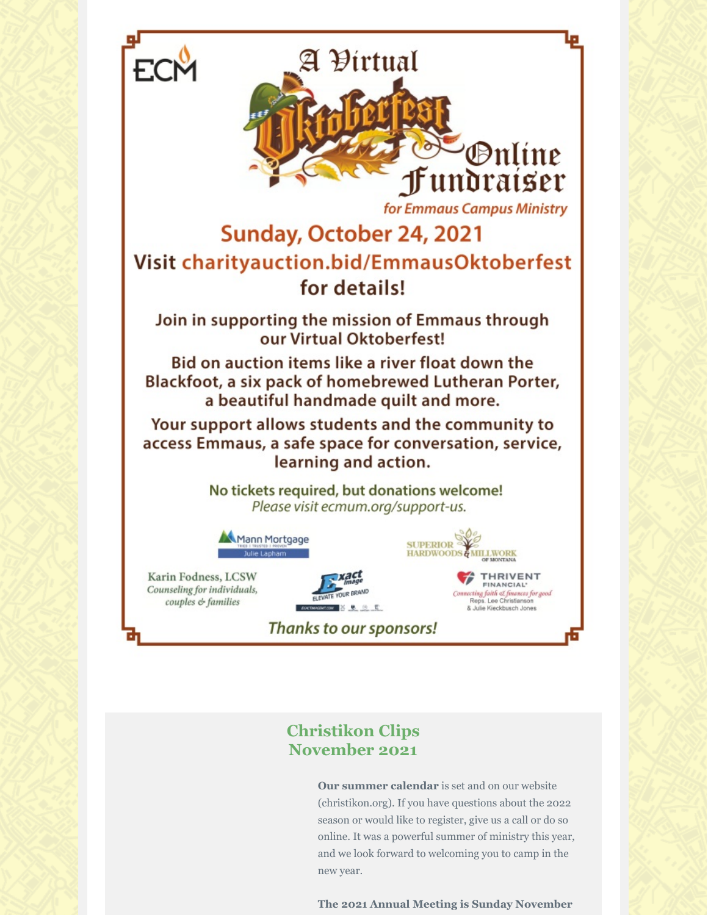ECM

# A Virtual Oktoberfest Online Fundraiser

*for Emmaus Campus Ministry*

## Sunday, October 24, 2021

**Visit charityauction.bid/EmmausOktoberfest for details!**

**Join in supporting the mission of Emmaus through our Virtual Oktoberfest!**

**Bid on auction items like a river float down the Blackfoot, a six pack of homebrewed Lutheran Porter, a beautiful handmade quilt and more.**

**Your support allows students and the community to access Emmaus, a safe space for conversation, service, learning and action.**

**No tickets required, but donations welcome!**
*Please visit ecmum.org/support-us.*

Mann Mortgage
Julie Lapham

Superior Hardwoods & Millwork of Montana

Karin Fodness, LCSW
*Counseling for individuals, couples & families*

Exact Image — Elevate Your Brand

Thrivent Financial — *Connecting faith & finances for good*
Reps. Lee Christianson & Julie Kieckbusch Jones

*Thanks to our sponsors!*

## Christikon Clips
## November 2021

**Our summer calendar** is set and on our website (christikon.org). If you have questions about the 2022 season or would like to register, give us a call or do so online. It was a powerful summer of ministry this year, and we look forward to welcoming you to camp in the new year.

**The 2021 Annual Meeting is Sunday November**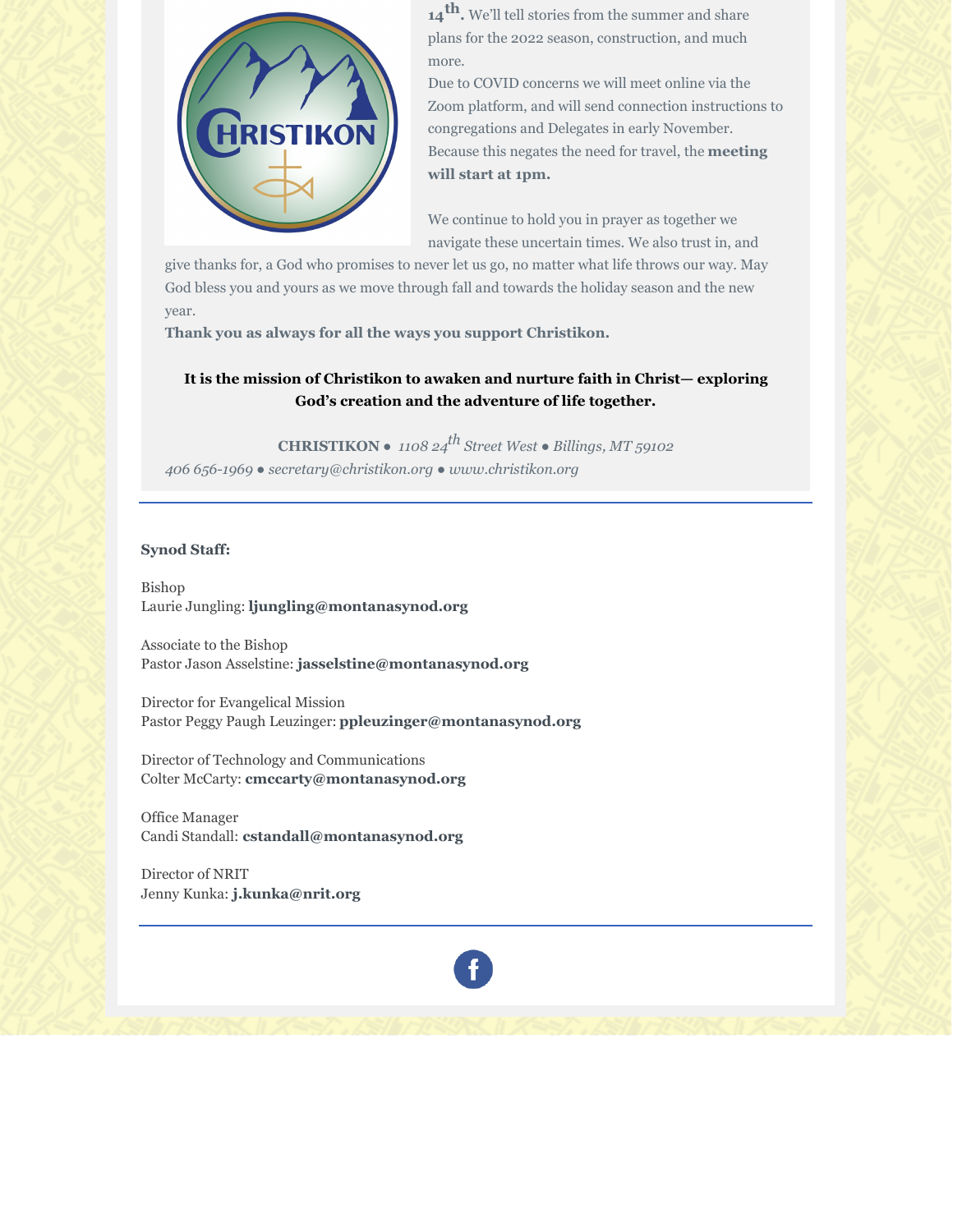**14th.** We'll tell stories from the summer and share plans for the 2022 season, construction, and much more.

Due to COVID concerns we will meet online via the Zoom platform, and will send connection instructions to congregations and Delegates in early November. Because this negates the need for travel, the **meeting will start at 1pm.**

We continue to hold you in prayer as together we navigate these uncertain times. We also trust in, and give thanks for, a God who promises to never let us go, no matter what life throws our way. May God bless you and yours as we move through fall and towards the holiday season and the new year.

**Thank you as always for all the ways you support Christikon.**

**It is the mission of Christikon to awaken and nurture faith in Christ— exploring God's creation and the adventure of life together.**

**CHRISTIKON** ● *1108 24th Street West ● Billings, MT 59102*
*406 656-1969 ● secretary@christikon.org ● www.christikon.org*

---

**Synod Staff:**

Bishop
Laurie Jungling: **ljungling@montanasynod.org**

Associate to the Bishop
Pastor Jason Asselstine: **jasselstine@montanasynod.org**

Director for Evangelical Mission
Pastor Peggy Paugh Leuzinger: **ppleuzinger@montanasynod.org**

Director of Technology and Communications
Colter McCarty: **cmccarty@montanasynod.org**

Office Manager
Candi Standall: **cstandall@montanasynod.org**

Director of NRIT
Jenny Kunka: **j.kunka@nrit.org**